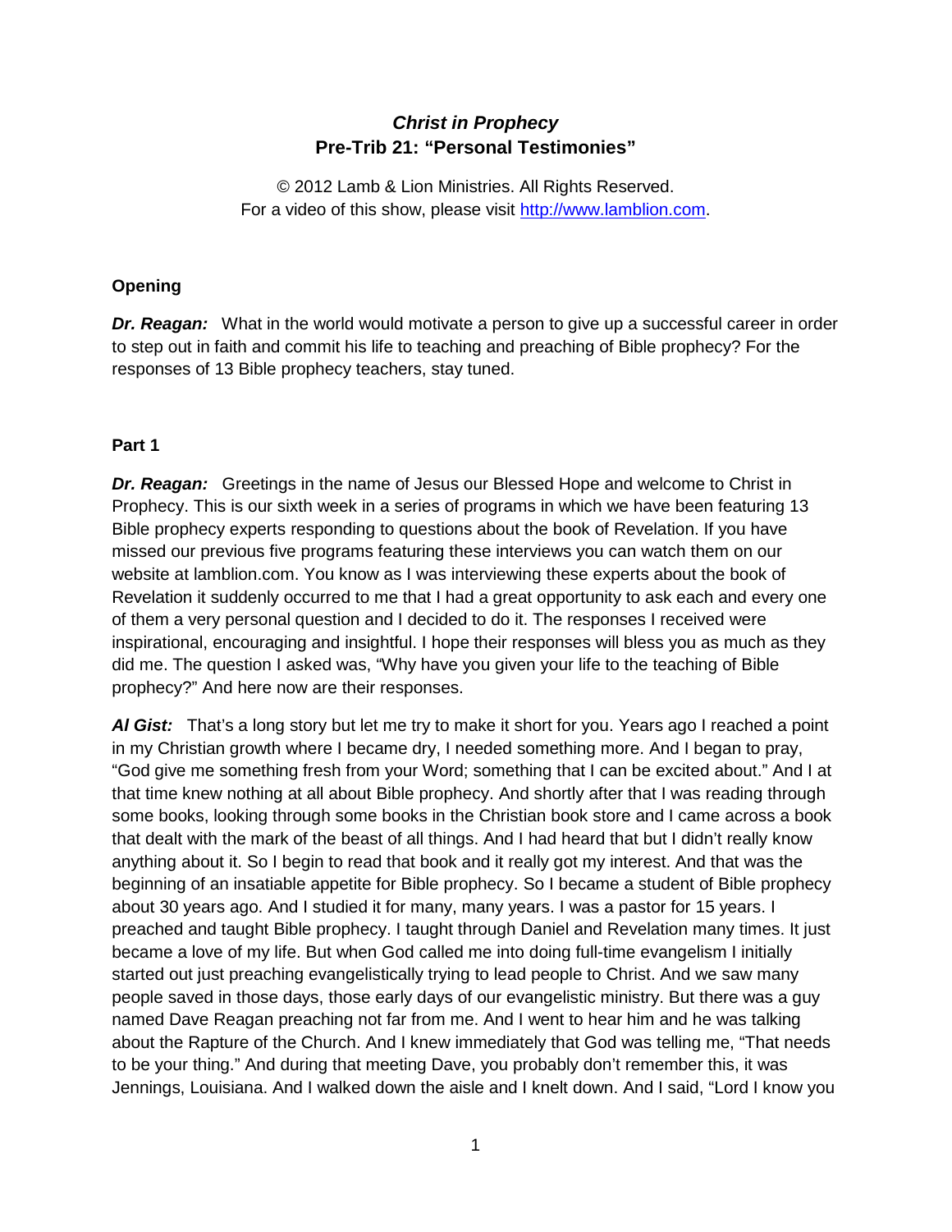# ***Christ in Prophecy***
## **Pre-Trib 21: "Personal Testimonies"**

© 2012 Lamb & Lion Ministries. All Rights Reserved.
For a video of this show, please visit http://www.lamblion.com.

### Opening

***Dr. Reagan:*** What in the world would motivate a person to give up a successful career in order to step out in faith and commit his life to teaching and preaching of Bible prophecy? For the responses of 13 Bible prophecy teachers, stay tuned.

### Part 1

***Dr. Reagan:*** Greetings in the name of Jesus our Blessed Hope and welcome to Christ in Prophecy. This is our sixth week in a series of programs in which we have been featuring 13 Bible prophecy experts responding to questions about the book of Revelation. If you have missed our previous five programs featuring these interviews you can watch them on our website at lamblion.com. You know as I was interviewing these experts about the book of Revelation it suddenly occurred to me that I had a great opportunity to ask each and every one of them a very personal question and I decided to do it. The responses I received were inspirational, encouraging and insightful. I hope their responses will bless you as much as they did me. The question I asked was, "Why have you given your life to the teaching of Bible prophecy?" And here now are their responses.

***Al Gist:*** That's a long story but let me try to make it short for you. Years ago I reached a point in my Christian growth where I became dry, I needed something more. And I began to pray, "God give me something fresh from your Word; something that I can be excited about." And I at that time knew nothing at all about Bible prophecy. And shortly after that I was reading through some books, looking through some books in the Christian book store and I came across a book that dealt with the mark of the beast of all things. And I had heard that but I didn't really know anything about it. So I begin to read that book and it really got my interest. And that was the beginning of an insatiable appetite for Bible prophecy. So I became a student of Bible prophecy about 30 years ago. And I studied it for many, many years. I was a pastor for 15 years. I preached and taught Bible prophecy. I taught through Daniel and Revelation many times. It just became a love of my life. But when God called me into doing full-time evangelism I initially started out just preaching evangelistically trying to lead people to Christ. And we saw many people saved in those days, those early days of our evangelistic ministry. But there was a guy named Dave Reagan preaching not far from me. And I went to hear him and he was talking about the Rapture of the Church. And I knew immediately that God was telling me, "That needs to be your thing." And during that meeting Dave, you probably don't remember this, it was Jennings, Louisiana. And I walked down the aisle and I knelt down. And I said, "Lord I know you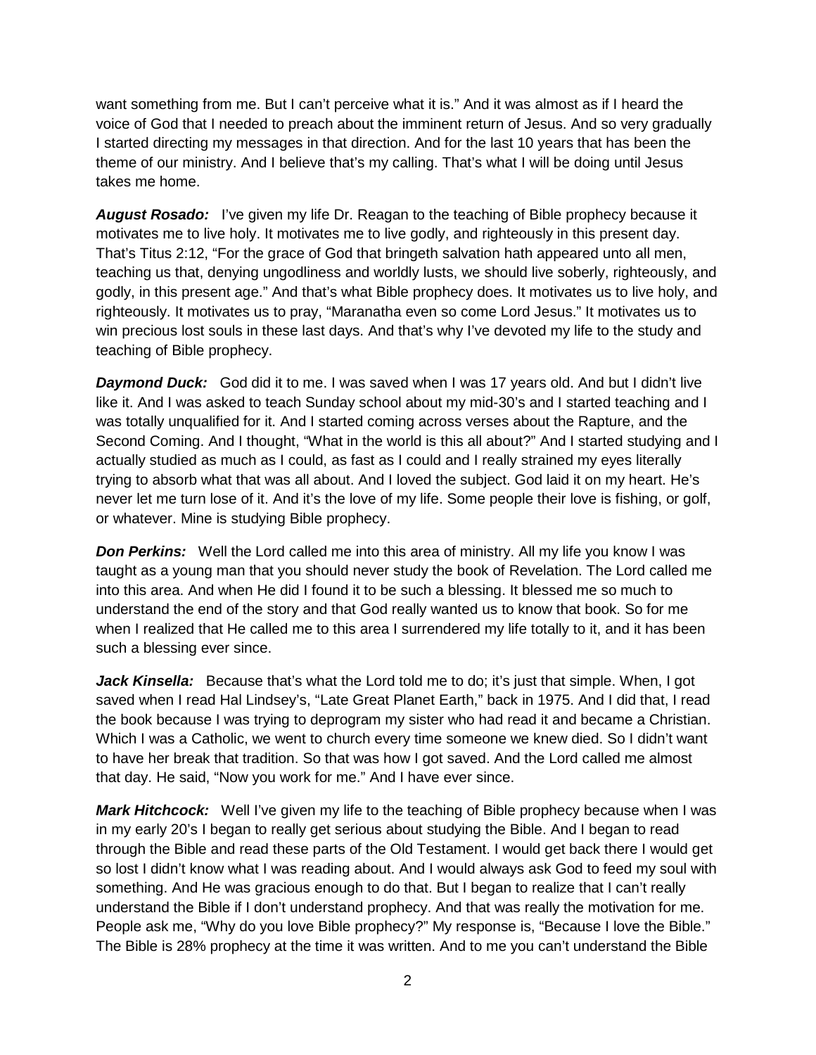want something from me. But I can't perceive what it is." And it was almost as if I heard the voice of God that I needed to preach about the imminent return of Jesus. And so very gradually I started directing my messages in that direction. And for the last 10 years that has been the theme of our ministry. And I believe that's my calling. That's what I will be doing until Jesus takes me home.

***August Rosado:*** I've given my life Dr. Reagan to the teaching of Bible prophecy because it motivates me to live holy. It motivates me to live godly, and righteously in this present day. That's Titus 2:12, "For the grace of God that bringeth salvation hath appeared unto all men, teaching us that, denying ungodliness and worldly lusts, we should live soberly, righteously, and godly, in this present age." And that's what Bible prophecy does. It motivates us to live holy, and righteously. It motivates us to pray, "Maranatha even so come Lord Jesus." It motivates us to win precious lost souls in these last days. And that's why I've devoted my life to the study and teaching of Bible prophecy.

***Daymond Duck:*** God did it to me. I was saved when I was 17 years old. And but I didn't live like it. And I was asked to teach Sunday school about my mid-30's and I started teaching and I was totally unqualified for it. And I started coming across verses about the Rapture, and the Second Coming. And I thought, "What in the world is this all about?" And I started studying and I actually studied as much as I could, as fast as I could and I really strained my eyes literally trying to absorb what that was all about. And I loved the subject. God laid it on my heart. He's never let me turn lose of it. And it's the love of my life. Some people their love is fishing, or golf, or whatever. Mine is studying Bible prophecy.

***Don Perkins:*** Well the Lord called me into this area of ministry. All my life you know I was taught as a young man that you should never study the book of Revelation. The Lord called me into this area. And when He did I found it to be such a blessing. It blessed me so much to understand the end of the story and that God really wanted us to know that book. So for me when I realized that He called me to this area I surrendered my life totally to it, and it has been such a blessing ever since.

***Jack Kinsella:*** Because that's what the Lord told me to do; it's just that simple. When, I got saved when I read Hal Lindsey's, "Late Great Planet Earth," back in 1975. And I did that, I read the book because I was trying to deprogram my sister who had read it and became a Christian. Which I was a Catholic, we went to church every time someone we knew died. So I didn't want to have her break that tradition. So that was how I got saved. And the Lord called me almost that day. He said, "Now you work for me." And I have ever since.

***Mark Hitchcock:*** Well I've given my life to the teaching of Bible prophecy because when I was in my early 20's I began to really get serious about studying the Bible. And I began to read through the Bible and read these parts of the Old Testament. I would get back there I would get so lost I didn't know what I was reading about. And I would always ask God to feed my soul with something. And He was gracious enough to do that. But I began to realize that I can't really understand the Bible if I don't understand prophecy. And that was really the motivation for me. People ask me, "Why do you love Bible prophecy?" My response is, "Because I love the Bible." The Bible is 28% prophecy at the time it was written. And to me you can't understand the Bible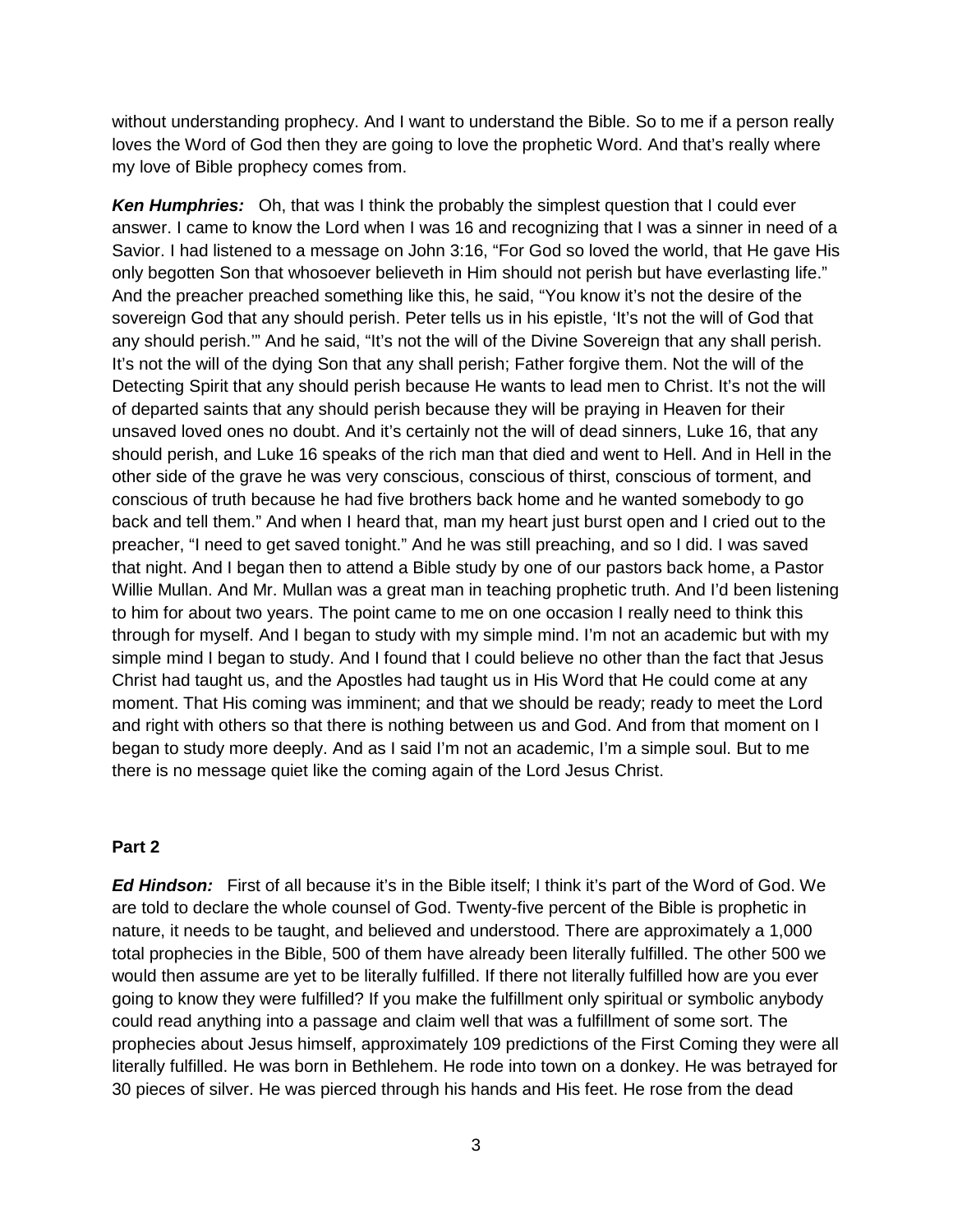without understanding prophecy. And I want to understand the Bible. So to me if a person really loves the Word of God then they are going to love the prophetic Word. And that's really where my love of Bible prophecy comes from.

***Ken Humphries:*** Oh, that was I think the probably the simplest question that I could ever answer. I came to know the Lord when I was 16 and recognizing that I was a sinner in need of a Savior. I had listened to a message on John 3:16, "For God so loved the world, that He gave His only begotten Son that whosoever believeth in Him should not perish but have everlasting life." And the preacher preached something like this, he said, "You know it's not the desire of the sovereign God that any should perish. Peter tells us in his epistle, 'It's not the will of God that any should perish.'" And he said, "It's not the will of the Divine Sovereign that any shall perish. It's not the will of the dying Son that any shall perish; Father forgive them. Not the will of the Detecting Spirit that any should perish because He wants to lead men to Christ. It's not the will of departed saints that any should perish because they will be praying in Heaven for their unsaved loved ones no doubt. And it's certainly not the will of dead sinners, Luke 16, that any should perish, and Luke 16 speaks of the rich man that died and went to Hell. And in Hell in the other side of the grave he was very conscious, conscious of thirst, conscious of torment, and conscious of truth because he had five brothers back home and he wanted somebody to go back and tell them." And when I heard that, man my heart just burst open and I cried out to the preacher, "I need to get saved tonight." And he was still preaching, and so I did. I was saved that night. And I began then to attend a Bible study by one of our pastors back home, a Pastor Willie Mullan. And Mr. Mullan was a great man in teaching prophetic truth. And I'd been listening to him for about two years. The point came to me on one occasion I really need to think this through for myself. And I began to study with my simple mind. I'm not an academic but with my simple mind I began to study. And I found that I could believe no other than the fact that Jesus Christ had taught us, and the Apostles had taught us in His Word that He could come at any moment. That His coming was imminent; and that we should be ready; ready to meet the Lord and right with others so that there is nothing between us and God. And from that moment on I began to study more deeply. And as I said I'm not an academic, I'm a simple soul. But to me there is no message quiet like the coming again of the Lord Jesus Christ.

## Part 2

***Ed Hindson:*** First of all because it's in the Bible itself; I think it's part of the Word of God. We are told to declare the whole counsel of God. Twenty-five percent of the Bible is prophetic in nature, it needs to be taught, and believed and understood. There are approximately a 1,000 total prophecies in the Bible, 500 of them have already been literally fulfilled. The other 500 we would then assume are yet to be literally fulfilled. If there not literally fulfilled how are you ever going to know they were fulfilled? If you make the fulfillment only spiritual or symbolic anybody could read anything into a passage and claim well that was a fulfillment of some sort. The prophecies about Jesus himself, approximately 109 predictions of the First Coming they were all literally fulfilled. He was born in Bethlehem. He rode into town on a donkey. He was betrayed for 30 pieces of silver. He was pierced through his hands and His feet. He rose from the dead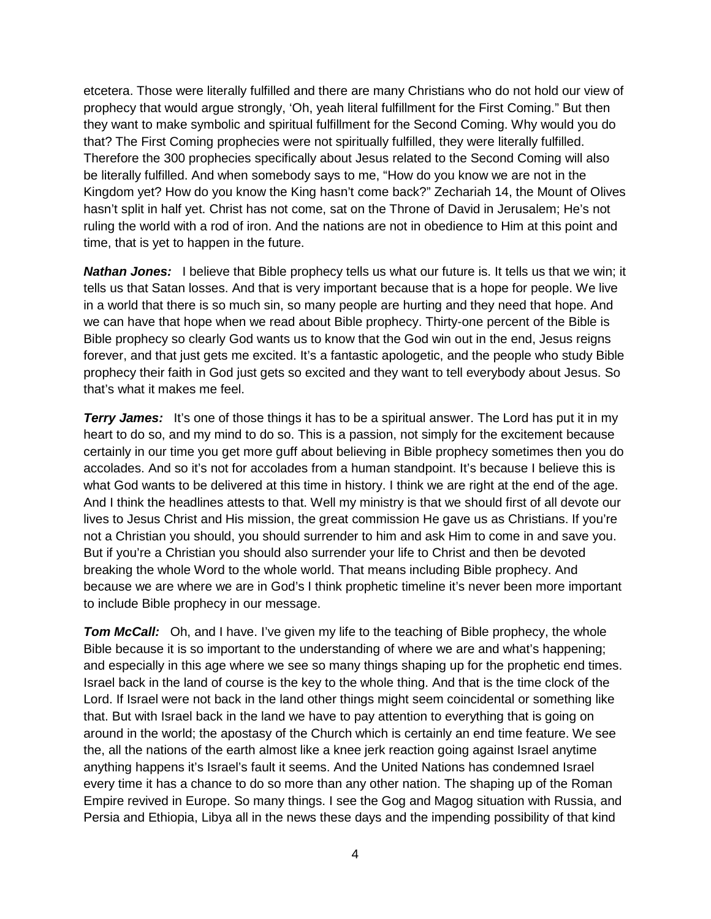etcetera. Those were literally fulfilled and there are many Christians who do not hold our view of prophecy that would argue strongly, 'Oh, yeah literal fulfillment for the First Coming." But then they want to make symbolic and spiritual fulfillment for the Second Coming. Why would you do that? The First Coming prophecies were not spiritually fulfilled, they were literally fulfilled. Therefore the 300 prophecies specifically about Jesus related to the Second Coming will also be literally fulfilled. And when somebody says to me, "How do you know we are not in the Kingdom yet? How do you know the King hasn't come back?" Zechariah 14, the Mount of Olives hasn't split in half yet. Christ has not come, sat on the Throne of David in Jerusalem; He's not ruling the world with a rod of iron. And the nations are not in obedience to Him at this point and time, that is yet to happen in the future.

***Nathan Jones:*** I believe that Bible prophecy tells us what our future is. It tells us that we win; it tells us that Satan losses. And that is very important because that is a hope for people. We live in a world that there is so much sin, so many people are hurting and they need that hope. And we can have that hope when we read about Bible prophecy. Thirty-one percent of the Bible is Bible prophecy so clearly God wants us to know that the God win out in the end, Jesus reigns forever, and that just gets me excited. It's a fantastic apologetic, and the people who study Bible prophecy their faith in God just gets so excited and they want to tell everybody about Jesus. So that's what it makes me feel.

***Terry James:*** It's one of those things it has to be a spiritual answer. The Lord has put it in my heart to do so, and my mind to do so. This is a passion, not simply for the excitement because certainly in our time you get more guff about believing in Bible prophecy sometimes then you do accolades. And so it's not for accolades from a human standpoint. It's because I believe this is what God wants to be delivered at this time in history. I think we are right at the end of the age. And I think the headlines attests to that. Well my ministry is that we should first of all devote our lives to Jesus Christ and His mission, the great commission He gave us as Christians. If you're not a Christian you should, you should surrender to him and ask Him to come in and save you. But if you're a Christian you should also surrender your life to Christ and then be devoted breaking the whole Word to the whole world. That means including Bible prophecy. And because we are where we are in God's I think prophetic timeline it's never been more important to include Bible prophecy in our message.

***Tom McCall:*** Oh, and I have. I've given my life to the teaching of Bible prophecy, the whole Bible because it is so important to the understanding of where we are and what's happening; and especially in this age where we see so many things shaping up for the prophetic end times. Israel back in the land of course is the key to the whole thing. And that is the time clock of the Lord. If Israel were not back in the land other things might seem coincidental or something like that. But with Israel back in the land we have to pay attention to everything that is going on around in the world; the apostasy of the Church which is certainly an end time feature. We see the, all the nations of the earth almost like a knee jerk reaction going against Israel anytime anything happens it's Israel's fault it seems. And the United Nations has condemned Israel every time it has a chance to do so more than any other nation. The shaping up of the Roman Empire revived in Europe. So many things. I see the Gog and Magog situation with Russia, and Persia and Ethiopia, Libya all in the news these days and the impending possibility of that kind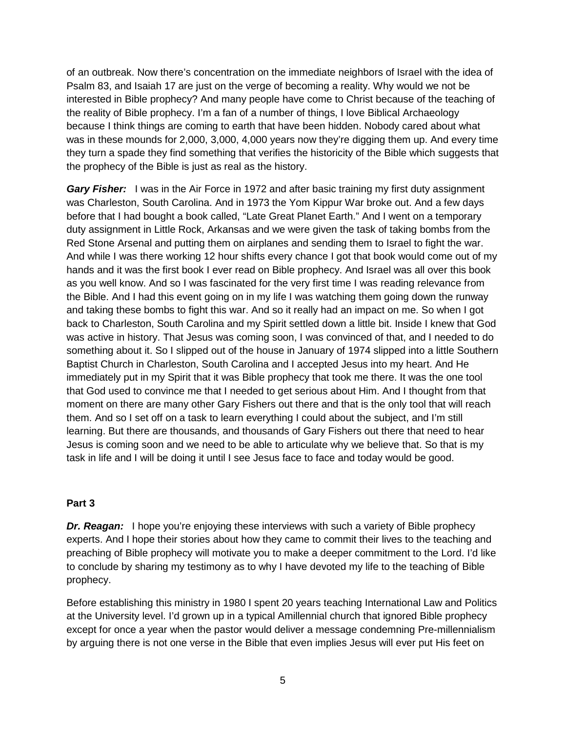of an outbreak. Now there's concentration on the immediate neighbors of Israel with the idea of Psalm 83, and Isaiah 17 are just on the verge of becoming a reality. Why would we not be interested in Bible prophecy? And many people have come to Christ because of the teaching of the reality of Bible prophecy. I'm a fan of a number of things, I love Biblical Archaeology because I think things are coming to earth that have been hidden. Nobody cared about what was in these mounds for 2,000, 3,000, 4,000 years now they're digging them up. And every time they turn a spade they find something that verifies the historicity of the Bible which suggests that the prophecy of the Bible is just as real as the history.

***Gary Fisher:*** I was in the Air Force in 1972 and after basic training my first duty assignment was Charleston, South Carolina. And in 1973 the Yom Kippur War broke out. And a few days before that I had bought a book called, "Late Great Planet Earth." And I went on a temporary duty assignment in Little Rock, Arkansas and we were given the task of taking bombs from the Red Stone Arsenal and putting them on airplanes and sending them to Israel to fight the war. And while I was there working 12 hour shifts every chance I got that book would come out of my hands and it was the first book I ever read on Bible prophecy. And Israel was all over this book as you well know. And so I was fascinated for the very first time I was reading relevance from the Bible. And I had this event going on in my life I was watching them going down the runway and taking these bombs to fight this war. And so it really had an impact on me. So when I got back to Charleston, South Carolina and my Spirit settled down a little bit. Inside I knew that God was active in history. That Jesus was coming soon, I was convinced of that, and I needed to do something about it. So I slipped out of the house in January of 1974 slipped into a little Southern Baptist Church in Charleston, South Carolina and I accepted Jesus into my heart. And He immediately put in my Spirit that it was Bible prophecy that took me there. It was the one tool that God used to convince me that I needed to get serious about Him. And I thought from that moment on there are many other Gary Fishers out there and that is the only tool that will reach them. And so I set off on a task to learn everything I could about the subject, and I'm still learning. But there are thousands, and thousands of Gary Fishers out there that need to hear Jesus is coming soon and we need to be able to articulate why we believe that. So that is my task in life and I will be doing it until I see Jesus face to face and today would be good.

**Part 3**

***Dr. Reagan:*** I hope you're enjoying these interviews with such a variety of Bible prophecy experts. And I hope their stories about how they came to commit their lives to the teaching and preaching of Bible prophecy will motivate you to make a deeper commitment to the Lord. I'd like to conclude by sharing my testimony as to why I have devoted my life to the teaching of Bible prophecy.

Before establishing this ministry in 1980 I spent 20 years teaching International Law and Politics at the University level. I'd grown up in a typical Amillennial church that ignored Bible prophecy except for once a year when the pastor would deliver a message condemning Pre-millennialism by arguing there is not one verse in the Bible that even implies Jesus will ever put His feet on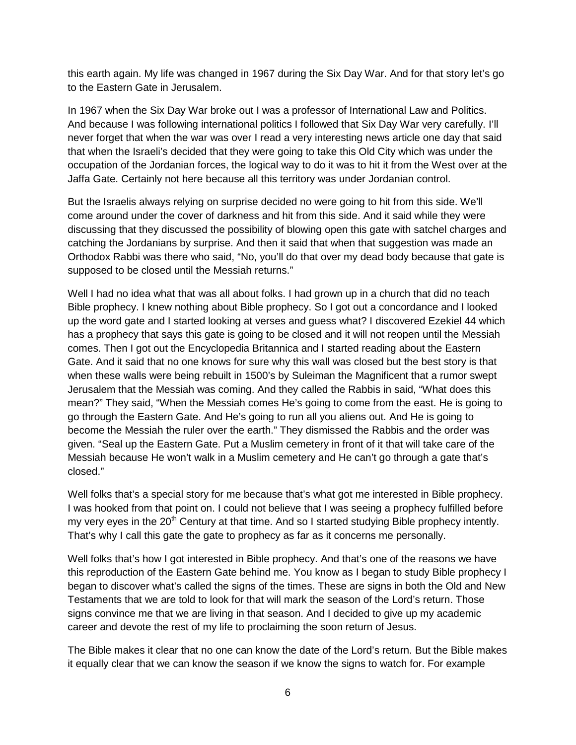this earth again. My life was changed in 1967 during the Six Day War. And for that story let's go to the Eastern Gate in Jerusalem.

In 1967 when the Six Day War broke out I was a professor of International Law and Politics. And because I was following international politics I followed that Six Day War very carefully. I'll never forget that when the war was over I read a very interesting news article one day that said that when the Israeli's decided that they were going to take this Old City which was under the occupation of the Jordanian forces, the logical way to do it was to hit it from the West over at the Jaffa Gate. Certainly not here because all this territory was under Jordanian control.

But the Israelis always relying on surprise decided no were going to hit from this side. We'll come around under the cover of darkness and hit from this side. And it said while they were discussing that they discussed the possibility of blowing open this gate with satchel charges and catching the Jordanians by surprise. And then it said that when that suggestion was made an Orthodox Rabbi was there who said, "No, you'll do that over my dead body because that gate is supposed to be closed until the Messiah returns."

Well I had no idea what that was all about folks. I had grown up in a church that did no teach Bible prophecy. I knew nothing about Bible prophecy. So I got out a concordance and I looked up the word gate and I started looking at verses and guess what? I discovered Ezekiel 44 which has a prophecy that says this gate is going to be closed and it will not reopen until the Messiah comes. Then I got out the Encyclopedia Britannica and I started reading about the Eastern Gate. And it said that no one knows for sure why this wall was closed but the best story is that when these walls were being rebuilt in 1500's by Suleiman the Magnificent that a rumor swept Jerusalem that the Messiah was coming. And they called the Rabbis in said, "What does this mean?" They said, "When the Messiah comes He's going to come from the east. He is going to go through the Eastern Gate. And He's going to run all you aliens out. And He is going to become the Messiah the ruler over the earth." They dismissed the Rabbis and the order was given. "Seal up the Eastern Gate. Put a Muslim cemetery in front of it that will take care of the Messiah because He won't walk in a Muslim cemetery and He can't go through a gate that's closed."

Well folks that's a special story for me because that's what got me interested in Bible prophecy. I was hooked from that point on. I could not believe that I was seeing a prophecy fulfilled before my very eyes in the 20th Century at that time. And so I started studying Bible prophecy intently. That's why I call this gate the gate to prophecy as far as it concerns me personally.

Well folks that's how I got interested in Bible prophecy. And that's one of the reasons we have this reproduction of the Eastern Gate behind me. You know as I began to study Bible prophecy I began to discover what's called the signs of the times. These are signs in both the Old and New Testaments that we are told to look for that will mark the season of the Lord's return. Those signs convince me that we are living in that season. And I decided to give up my academic career and devote the rest of my life to proclaiming the soon return of Jesus.

The Bible makes it clear that no one can know the date of the Lord's return. But the Bible makes it equally clear that we can know the season if we know the signs to watch for. For example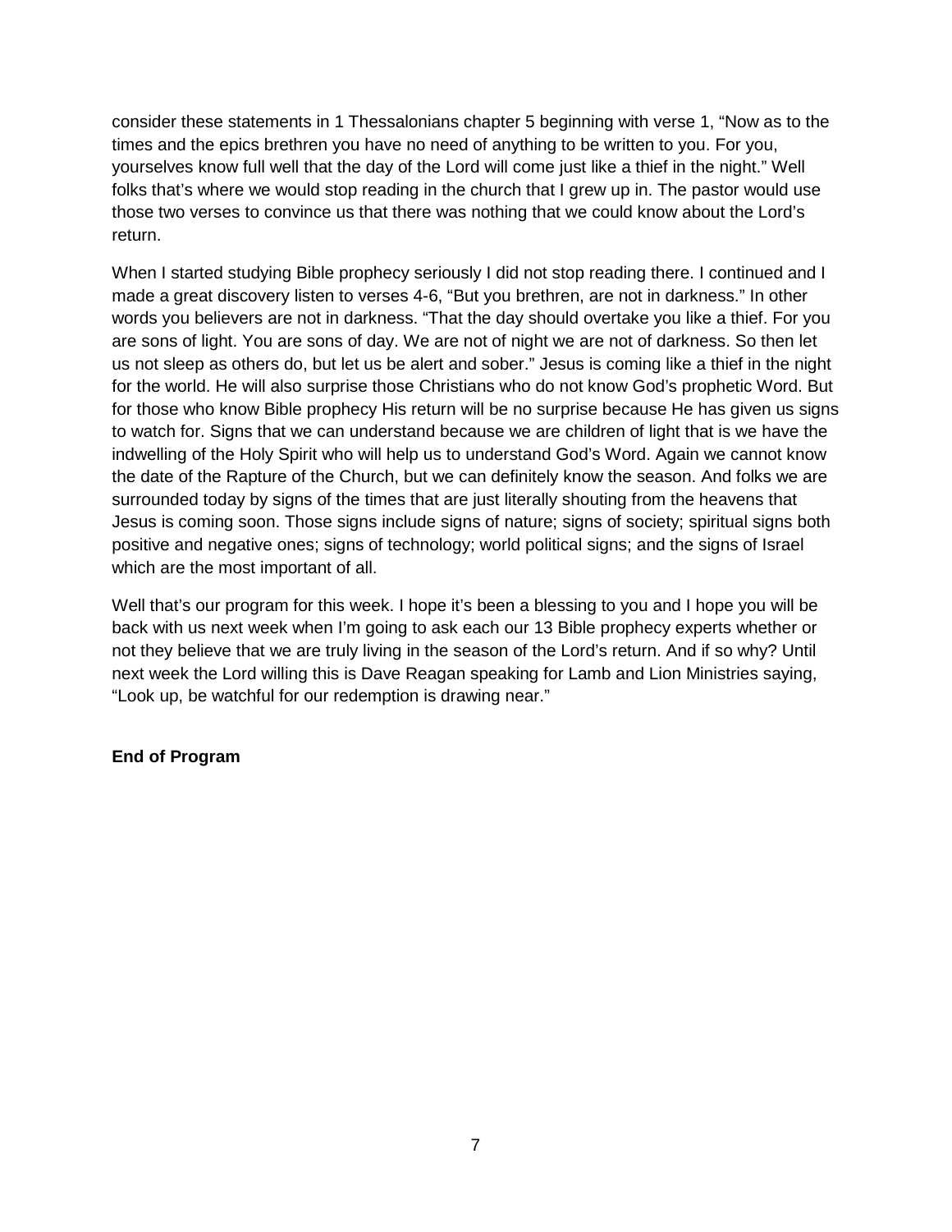consider these statements in 1 Thessalonians chapter 5 beginning with verse 1, "Now as to the times and the epics brethren you have no need of anything to be written to you. For you, yourselves know full well that the day of the Lord will come just like a thief in the night." Well folks that's where we would stop reading in the church that I grew up in. The pastor would use those two verses to convince us that there was nothing that we could know about the Lord's return.

When I started studying Bible prophecy seriously I did not stop reading there. I continued and I made a great discovery listen to verses 4-6, "But you brethren, are not in darkness." In other words you believers are not in darkness. "That the day should overtake you like a thief. For you are sons of light. You are sons of day. We are not of night we are not of darkness. So then let us not sleep as others do, but let us be alert and sober." Jesus is coming like a thief in the night for the world. He will also surprise those Christians who do not know God's prophetic Word. But for those who know Bible prophecy His return will be no surprise because He has given us signs to watch for. Signs that we can understand because we are children of light that is we have the indwelling of the Holy Spirit who will help us to understand God's Word. Again we cannot know the date of the Rapture of the Church, but we can definitely know the season. And folks we are surrounded today by signs of the times that are just literally shouting from the heavens that Jesus is coming soon. Those signs include signs of nature; signs of society; spiritual signs both positive and negative ones; signs of technology; world political signs; and the signs of Israel which are the most important of all.

Well that's our program for this week. I hope it's been a blessing to you and I hope you will be back with us next week when I'm going to ask each our 13 Bible prophecy experts whether or not they believe that we are truly living in the season of the Lord's return. And if so why? Until next week the Lord willing this is Dave Reagan speaking for Lamb and Lion Ministries saying, "Look up, be watchful for our redemption is drawing near."

**End of Program**